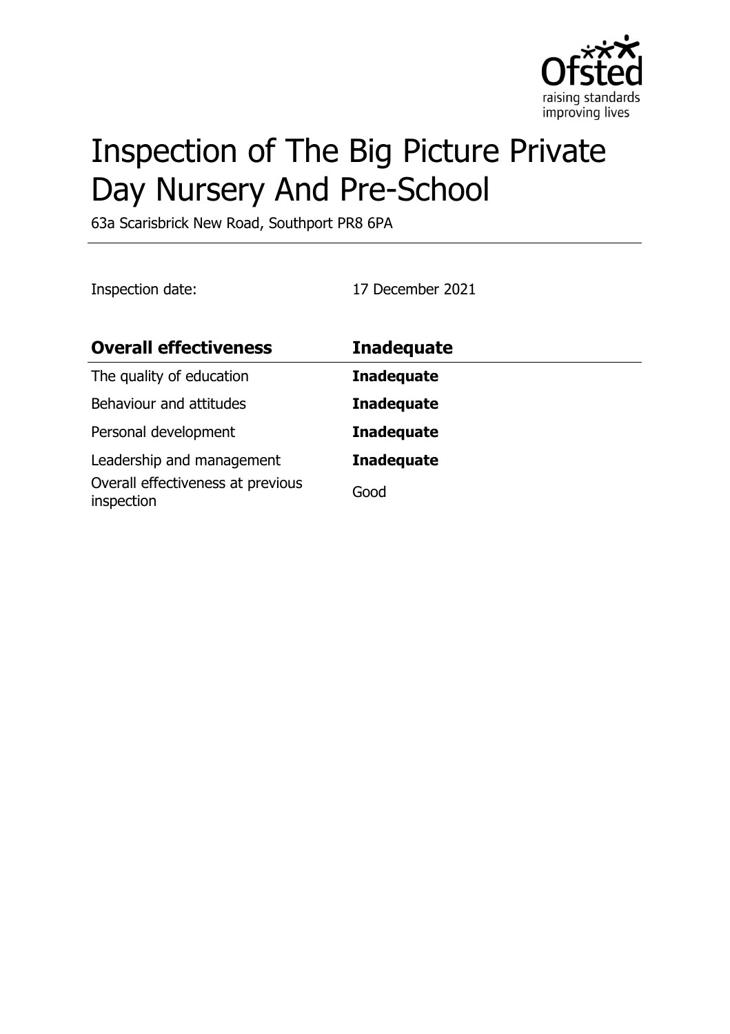# Inspection of The Big Picture Private Day Nursery And Pre-School

63a Scarisbrick New Road, Southport PR8 6PA

Inspection date: 17 December 2021

| **Overall effectiveness** | **Inadequate** |
|---|---|
| The quality of education | **Inadequate** |
| Behaviour and attitudes | **Inadequate** |
| Personal development | **Inadequate** |
| Leadership and management | **Inadequate** |
| Overall effectiveness at previous inspection | Good |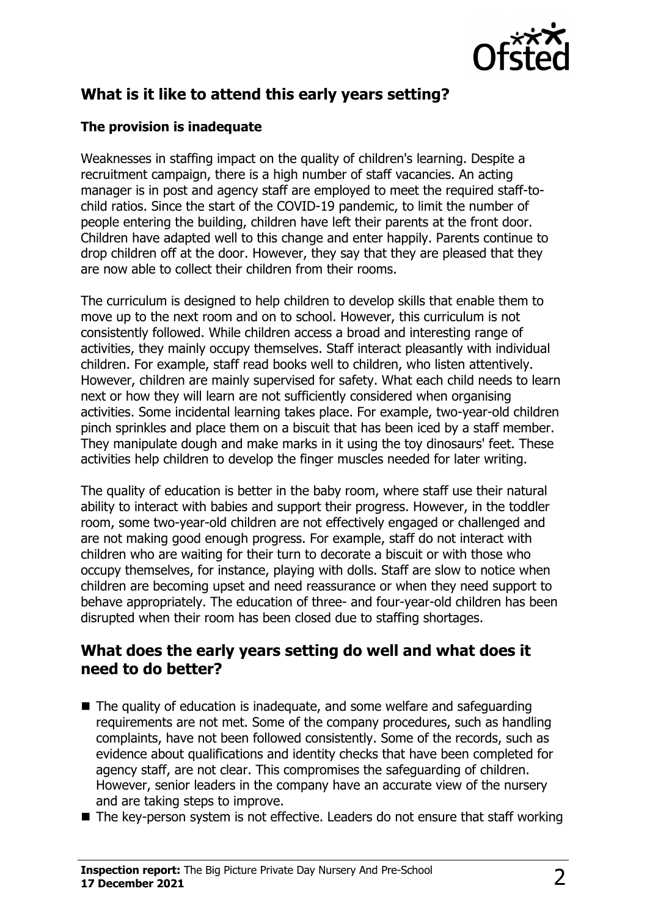## What is it like to attend this early years setting?

### The provision is inadequate

Weaknesses in staffing impact on the quality of children's learning. Despite a recruitment campaign, there is a high number of staff vacancies. An acting manager is in post and agency staff are employed to meet the required staff-to-child ratios. Since the start of the COVID-19 pandemic, to limit the number of people entering the building, children have left their parents at the front door. Children have adapted well to this change and enter happily. Parents continue to drop children off at the door. However, they say that they are pleased that they are now able to collect their children from their rooms.

The curriculum is designed to help children to develop skills that enable them to move up to the next room and on to school. However, this curriculum is not consistently followed. While children access a broad and interesting range of activities, they mainly occupy themselves. Staff interact pleasantly with individual children. For example, staff read books well to children, who listen attentively. However, children are mainly supervised for safety. What each child needs to learn next or how they will learn are not sufficiently considered when organising activities. Some incidental learning takes place. For example, two-year-old children pinch sprinkles and place them on a biscuit that has been iced by a staff member. They manipulate dough and make marks in it using the toy dinosaurs' feet. These activities help children to develop the finger muscles needed for later writing.

The quality of education is better in the baby room, where staff use their natural ability to interact with babies and support their progress. However, in the toddler room, some two-year-old children are not effectively engaged or challenged and are not making good enough progress. For example, staff do not interact with children who are waiting for their turn to decorate a biscuit or with those who occupy themselves, for instance, playing with dolls. Staff are slow to notice when children are becoming upset and need reassurance or when they need support to behave appropriately. The education of three- and four-year-old children has been disrupted when their room has been closed due to staffing shortages.

## What does the early years setting do well and what does it need to do better?

- The quality of education is inadequate, and some welfare and safeguarding requirements are not met. Some of the company procedures, such as handling complaints, have not been followed consistently. Some of the records, such as evidence about qualifications and identity checks that have been completed for agency staff, are not clear. This compromises the safeguarding of children. However, senior leaders in the company have an accurate view of the nursery and are taking steps to improve.
- The key-person system is not effective. Leaders do not ensure that staff working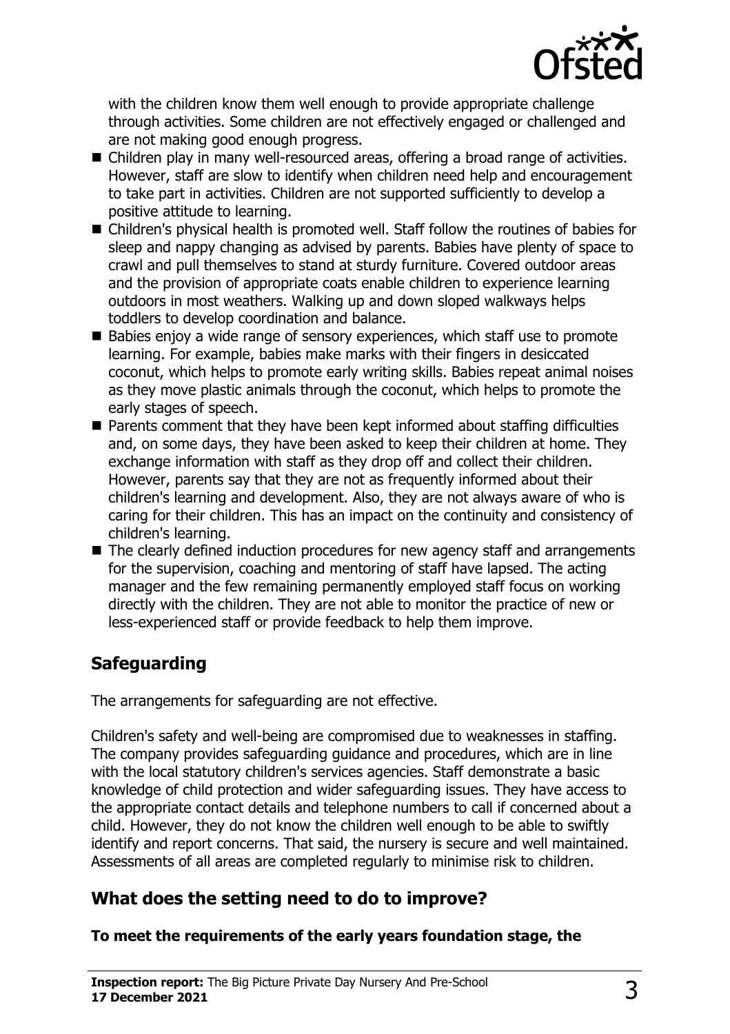with the children know them well enough to provide appropriate challenge through activities. Some children are not effectively engaged or challenged and are not making good enough progress.

- Children play in many well-resourced areas, offering a broad range of activities. However, staff are slow to identify when children need help and encouragement to take part in activities. Children are not supported sufficiently to develop a positive attitude to learning.
- Children's physical health is promoted well. Staff follow the routines of babies for sleep and nappy changing as advised by parents. Babies have plenty of space to crawl and pull themselves to stand at sturdy furniture. Covered outdoor areas and the provision of appropriate coats enable children to experience learning outdoors in most weathers. Walking up and down sloped walkways helps toddlers to develop coordination and balance.
- Babies enjoy a wide range of sensory experiences, which staff use to promote learning. For example, babies make marks with their fingers in desiccated coconut, which helps to promote early writing skills. Babies repeat animal noises as they move plastic animals through the coconut, which helps to promote the early stages of speech.
- Parents comment that they have been kept informed about staffing difficulties and, on some days, they have been asked to keep their children at home. They exchange information with staff as they drop off and collect their children. However, parents say that they are not as frequently informed about their children's learning and development. Also, they are not always aware of who is caring for their children. This has an impact on the continuity and consistency of children's learning.
- The clearly defined induction procedures for new agency staff and arrangements for the supervision, coaching and mentoring of staff have lapsed. The acting manager and the few remaining permanently employed staff focus on working directly with the children. They are not able to monitor the practice of new or less-experienced staff or provide feedback to help them improve.

## Safeguarding

The arrangements for safeguarding are not effective.

Children's safety and well-being are compromised due to weaknesses in staffing. The company provides safeguarding guidance and procedures, which are in line with the local statutory children's services agencies. Staff demonstrate a basic knowledge of child protection and wider safeguarding issues. They have access to the appropriate contact details and telephone numbers to call if concerned about a child. However, they do not know the children well enough to be able to swiftly identify and report concerns. That said, the nursery is secure and well maintained. Assessments of all areas are completed regularly to minimise risk to children.

## What does the setting need to do to improve?

**To meet the requirements of the early years foundation stage, the**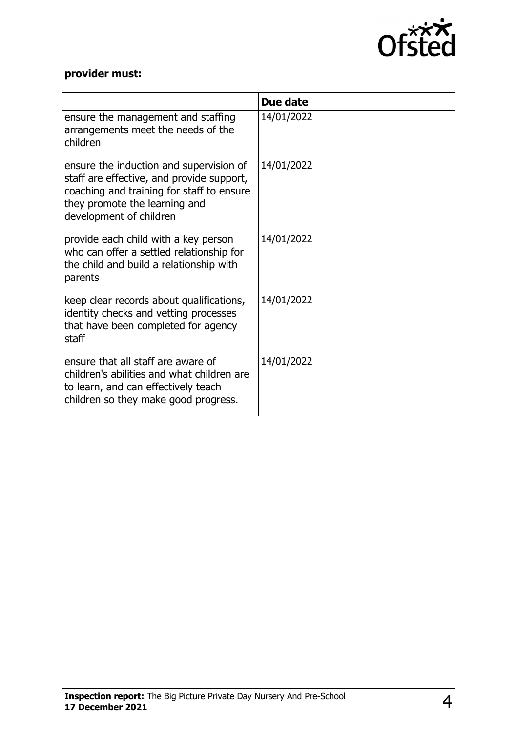**provider must:**

| | Due date |
|---|---|
| ensure the management and staffing arrangements meet the needs of the children | 14/01/2022 |
| ensure the induction and supervision of staff are effective, and provide support, coaching and training for staff to ensure they promote the learning and development of children | 14/01/2022 |
| provide each child with a key person who can offer a settled relationship for the child and build a relationship with parents | 14/01/2022 |
| keep clear records about qualifications, identity checks and vetting processes that have been completed for agency staff | 14/01/2022 |
| ensure that all staff are aware of children's abilities and what children are to learn, and can effectively teach children so they make good progress. | 14/01/2022 |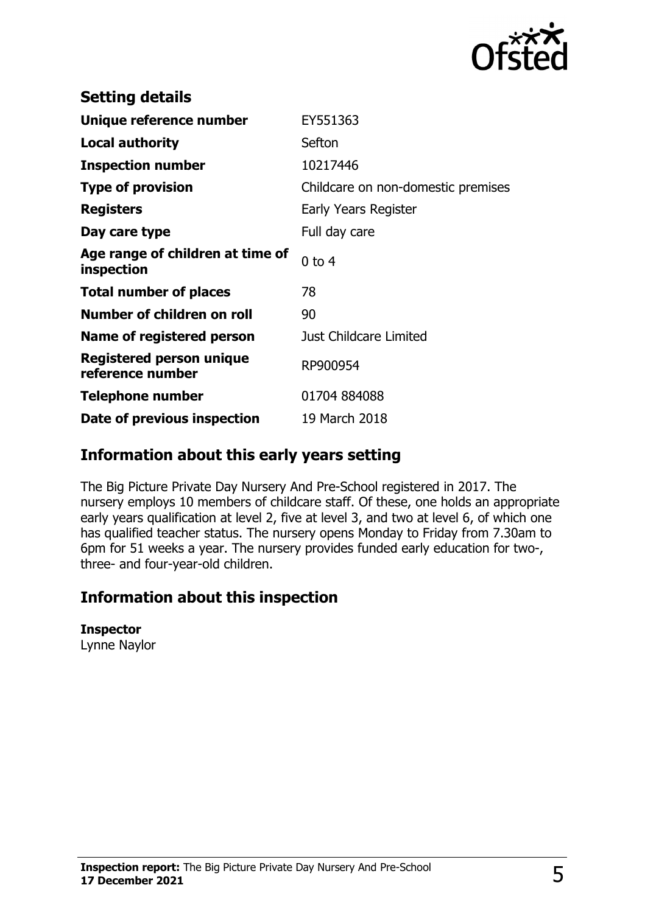## Setting details

| | |
|---|---|
| **Unique reference number** | EY551363 |
| **Local authority** | Sefton |
| **Inspection number** | 10217446 |
| **Type of provision** | Childcare on non-domestic premises |
| **Registers** | Early Years Register |
| **Day care type** | Full day care |
| **Age range of children at time of inspection** | 0 to 4 |
| **Total number of places** | 78 |
| **Number of children on roll** | 90 |
| **Name of registered person** | Just Childcare Limited |
| **Registered person unique reference number** | RP900954 |
| **Telephone number** | 01704 884088 |
| **Date of previous inspection** | 19 March 2018 |

## Information about this early years setting

The Big Picture Private Day Nursery And Pre-School registered in 2017. The nursery employs 10 members of childcare staff. Of these, one holds an appropriate early years qualification at level 2, five at level 3, and two at level 6, of which one has qualified teacher status. The nursery opens Monday to Friday from 7.30am to 6pm for 51 weeks a year. The nursery provides funded early education for two-, three- and four-year-old children.

## Information about this inspection

**Inspector**
Lynne Naylor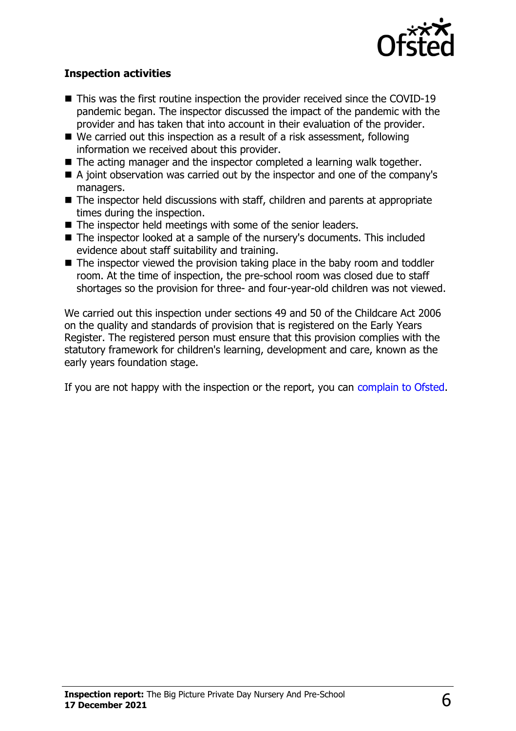**Inspection activities**

- This was the first routine inspection the provider received since the COVID-19 pandemic began. The inspector discussed the impact of the pandemic with the provider and has taken that into account in their evaluation of the provider.
- We carried out this inspection as a result of a risk assessment, following information we received about this provider.
- The acting manager and the inspector completed a learning walk together.
- A joint observation was carried out by the inspector and one of the company's managers.
- The inspector held discussions with staff, children and parents at appropriate times during the inspection.
- The inspector held meetings with some of the senior leaders.
- The inspector looked at a sample of the nursery's documents. This included evidence about staff suitability and training.
- The inspector viewed the provision taking place in the baby room and toddler room. At the time of inspection, the pre-school room was closed due to staff shortages so the provision for three- and four-year-old children was not viewed.

We carried out this inspection under sections 49 and 50 of the Childcare Act 2006 on the quality and standards of provision that is registered on the Early Years Register. The registered person must ensure that this provision complies with the statutory framework for children's learning, development and care, known as the early years foundation stage.

If you are not happy with the inspection or the report, you can complain to Ofsted.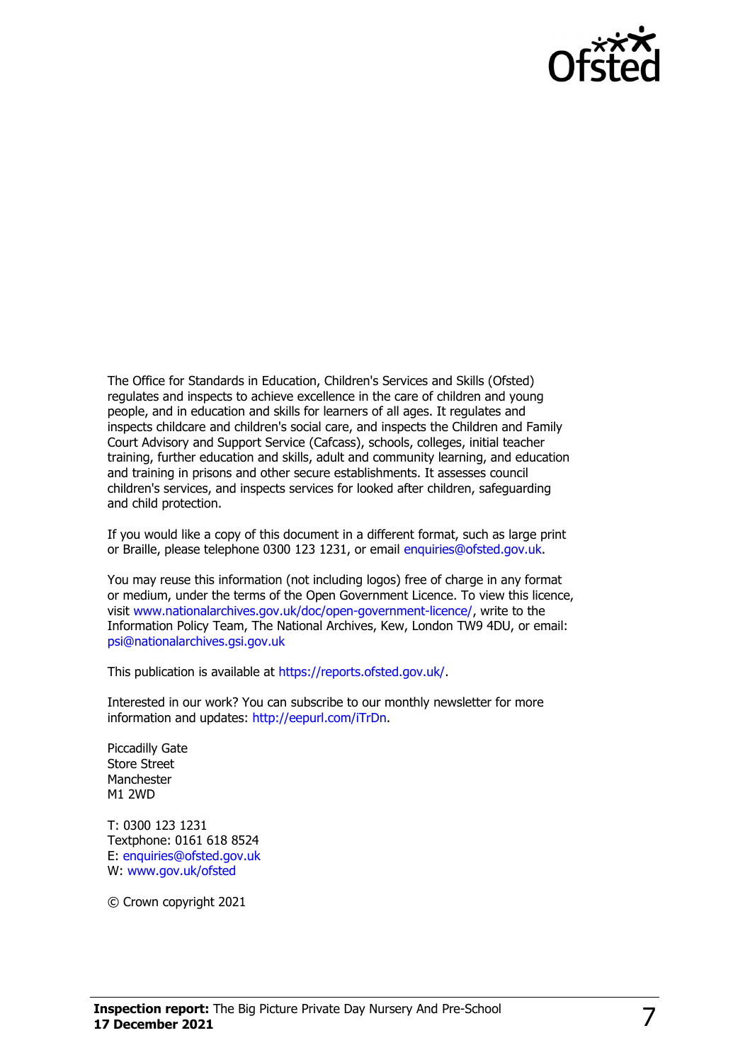The Office for Standards in Education, Children's Services and Skills (Ofsted) regulates and inspects to achieve excellence in the care of children and young people, and in education and skills for learners of all ages. It regulates and inspects childcare and children's social care, and inspects the Children and Family Court Advisory and Support Service (Cafcass), schools, colleges, initial teacher training, further education and skills, adult and community learning, and education and training in prisons and other secure establishments. It assesses council children's services, and inspects services for looked after children, safeguarding and child protection.

If you would like a copy of this document in a different format, such as large print or Braille, please telephone 0300 123 1231, or email enquiries@ofsted.gov.uk.

You may reuse this information (not including logos) free of charge in any format or medium, under the terms of the Open Government Licence. To view this licence, visit www.nationalarchives.gov.uk/doc/open-government-licence/, write to the Information Policy Team, The National Archives, Kew, London TW9 4DU, or email: psi@nationalarchives.gsi.gov.uk

This publication is available at https://reports.ofsted.gov.uk/.

Interested in our work? You can subscribe to our monthly newsletter for more information and updates: http://eepurl.com/iTrDn.

Piccadilly Gate
Store Street
Manchester
M1 2WD

T: 0300 123 1231
Textphone: 0161 618 8524
E: enquiries@ofsted.gov.uk
W: www.gov.uk/ofsted

© Crown copyright 2021